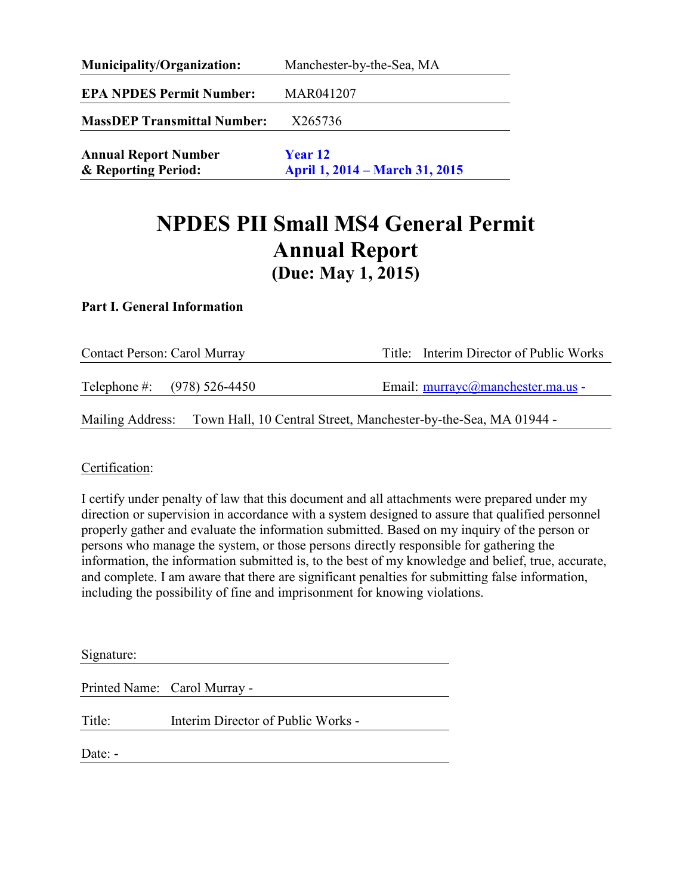| | |
|---|---|
| **Municipality/Organization:** | Manchester-by-the-Sea, MA |
| **EPA NPDES Permit Number:** | MAR041207 |
| **MassDEP Transmittal Number:** | X265736 |
| **Annual Report Number & Reporting Period:** | **Year 12** **April 1, 2014 – March 31, 2015** |

# NPDES PII Small MS4 General Permit Annual Report
## (Due: May 1, 2015)

### Part I. General Information

Contact Person: Carol Murray    Title: Interim Director of Public Works

Telephone #: (978) 526-4450    Email: murrayc@manchester.ma.us -

Mailing Address: Town Hall, 10 Central Street, Manchester-by-the-Sea, MA 01944 -

Certification:

I certify under penalty of law that this document and all attachments were prepared under my direction or supervision in accordance with a system designed to assure that qualified personnel properly gather and evaluate the information submitted. Based on my inquiry of the person or persons who manage the system, or those persons directly responsible for gathering the information, the information submitted is, to the best of my knowledge and belief, true, accurate, and complete. I am aware that there are significant penalties for submitting false information, including the possibility of fine and imprisonment for knowing violations.

Signature:

Printed Name: Carol Murray -

Title: Interim Director of Public Works -

Date: -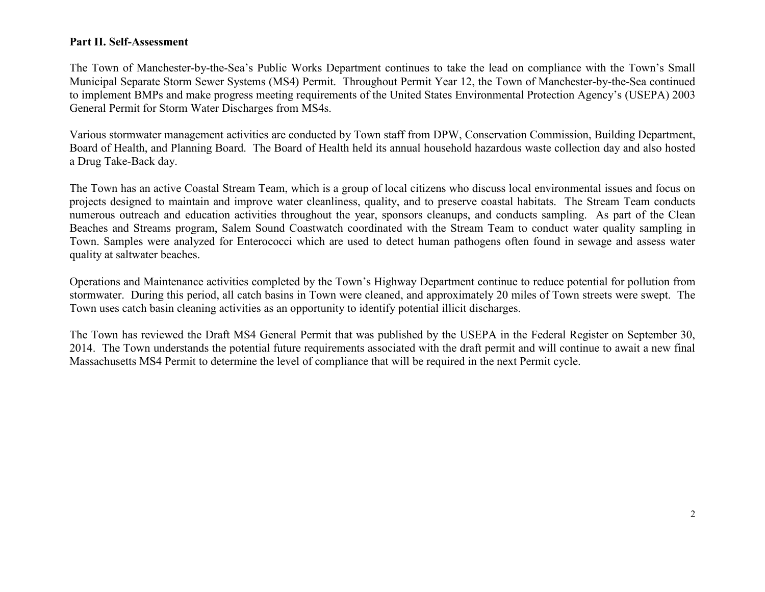**Part II. Self-Assessment**

The Town of Manchester-by-the-Sea's Public Works Department continues to take the lead on compliance with the Town's Small Municipal Separate Storm Sewer Systems (MS4) Permit. Throughout Permit Year 12, the Town of Manchester-by-the-Sea continued to implement BMPs and make progress meeting requirements of the United States Environmental Protection Agency's (USEPA) 2003 General Permit for Storm Water Discharges from MS4s.

Various stormwater management activities are conducted by Town staff from DPW, Conservation Commission, Building Department, Board of Health, and Planning Board. The Board of Health held its annual household hazardous waste collection day and also hosted a Drug Take-Back day.

The Town has an active Coastal Stream Team, which is a group of local citizens who discuss local environmental issues and focus on projects designed to maintain and improve water cleanliness, quality, and to preserve coastal habitats. The Stream Team conducts numerous outreach and education activities throughout the year, sponsors cleanups, and conducts sampling. As part of the Clean Beaches and Streams program, Salem Sound Coastwatch coordinated with the Stream Team to conduct water quality sampling in Town. Samples were analyzed for Enterococci which are used to detect human pathogens often found in sewage and assess water quality at saltwater beaches.

Operations and Maintenance activities completed by the Town's Highway Department continue to reduce potential for pollution from stormwater. During this period, all catch basins in Town were cleaned, and approximately 20 miles of Town streets were swept. The Town uses catch basin cleaning activities as an opportunity to identify potential illicit discharges.

The Town has reviewed the Draft MS4 General Permit that was published by the USEPA in the Federal Register on September 30, 2014. The Town understands the potential future requirements associated with the draft permit and will continue to await a new final Massachusetts MS4 Permit to determine the level of compliance that will be required in the next Permit cycle.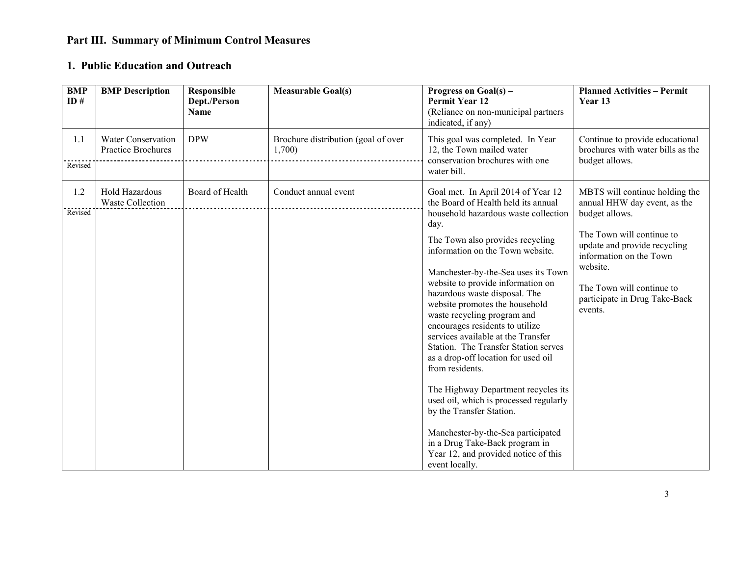# Part III. Summary of Minimum Control Measures

## 1. Public Education and Outreach

| BMP ID # | BMP Description | Responsible Dept./Person Name | Measurable Goal(s) | Progress on Goal(s) – Permit Year 12 (Reliance on non-municipal partners indicated, if any) | Planned Activities – Permit Year 13 |
|---|---|---|---|---|---|
| 1.1 Revised | Water Conservation Practice Brochures | DPW | Brochure distribution (goal of over 1,700) | This goal was completed. In Year 12, the Town mailed water conservation brochures with one water bill. | Continue to provide educational brochures with water bills as the budget allows. |
| 1.2 Revised | Hold Hazardous Waste Collection | Board of Health | Conduct annual event | Goal met. In April 2014 of Year 12 the Board of Health held its annual household hazardous waste collection day.<br><br>The Town also provides recycling information on the Town website.<br><br>Manchester-by-the-Sea uses its Town website to provide information on hazardous waste disposal. The website promotes the household waste recycling program and encourages residents to utilize services available at the Transfer Station. The Transfer Station serves as a drop-off location for used oil from residents.<br><br>The Highway Department recycles its used oil, which is processed regularly by the Transfer Station.<br><br>Manchester-by-the-Sea participated in a Drug Take-Back program in Year 12, and provided notice of this event locally. | MBTS will continue holding the annual HHW day event, as the budget allows.<br><br>The Town will continue to update and provide recycling information on the Town website.<br><br>The Town will continue to participate in Drug Take-Back events. |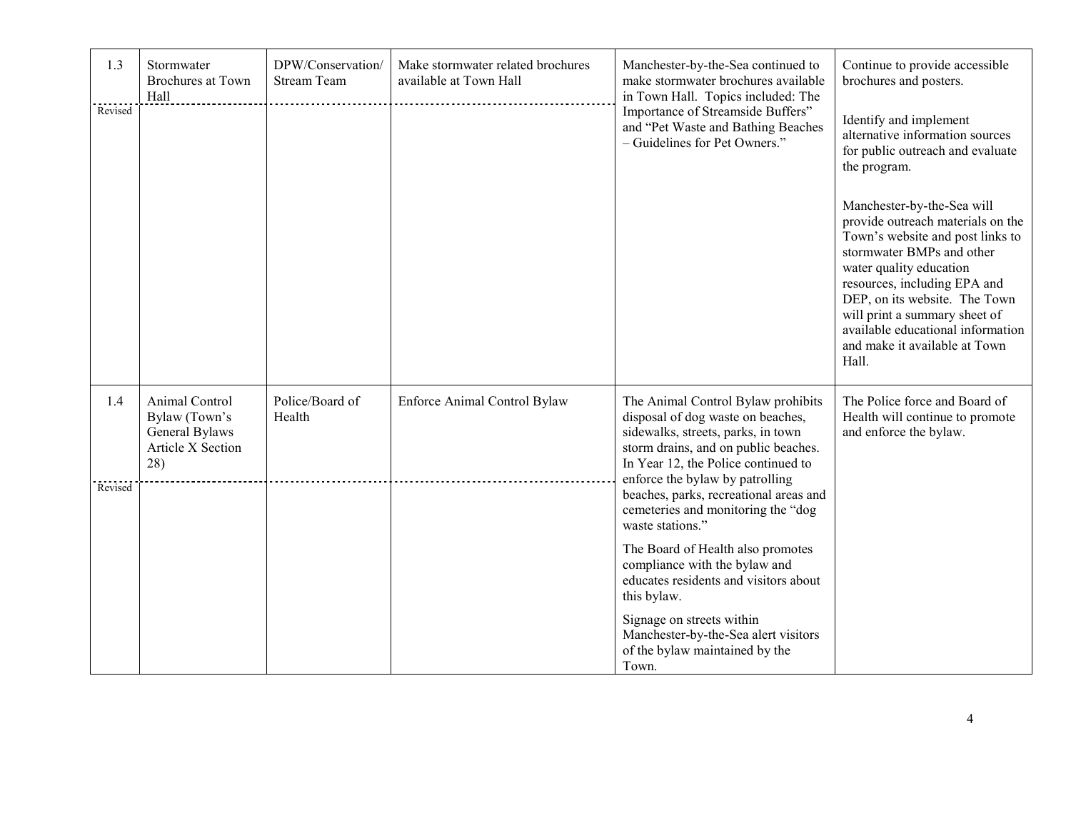| 1.3<br><br>Revised | Stormwater Brochures at Town Hall | DPW/Conservation/ Stream Team | Make stormwater related brochures available at Town Hall | Manchester-by-the-Sea continued to make stormwater brochures available in Town Hall. Topics included: The Importance of Streamside Buffers" and "Pet Waste and Bathing Beaches – Guidelines for Pet Owners." | Continue to provide accessible brochures and posters.<br><br>Identify and implement alternative information sources for public outreach and evaluate the program.<br><br>Manchester-by-the-Sea will provide outreach materials on the Town's website and post links to stormwater BMPs and other water quality education resources, including EPA and DEP, on its website. The Town will print a summary sheet of available educational information and make it available at Town Hall. |
|---|---|---|---|---|---|
| 1.4<br><br>Revised | Animal Control Bylaw (Town's General Bylaws Article X Section 28) | Police/Board of Health | Enforce Animal Control Bylaw | The Animal Control Bylaw prohibits disposal of dog waste on beaches, sidewalks, streets, parks, in town storm drains, and on public beaches. In Year 12, the Police continued to enforce the bylaw by patrolling beaches, parks, recreational areas and cemeteries and monitoring the "dog waste stations."<br><br>The Board of Health also promotes compliance with the bylaw and educates residents and visitors about this bylaw.<br><br>Signage on streets within Manchester-by-the-Sea alert visitors of the bylaw maintained by the Town. | The Police force and Board of Health will continue to promote and enforce the bylaw. |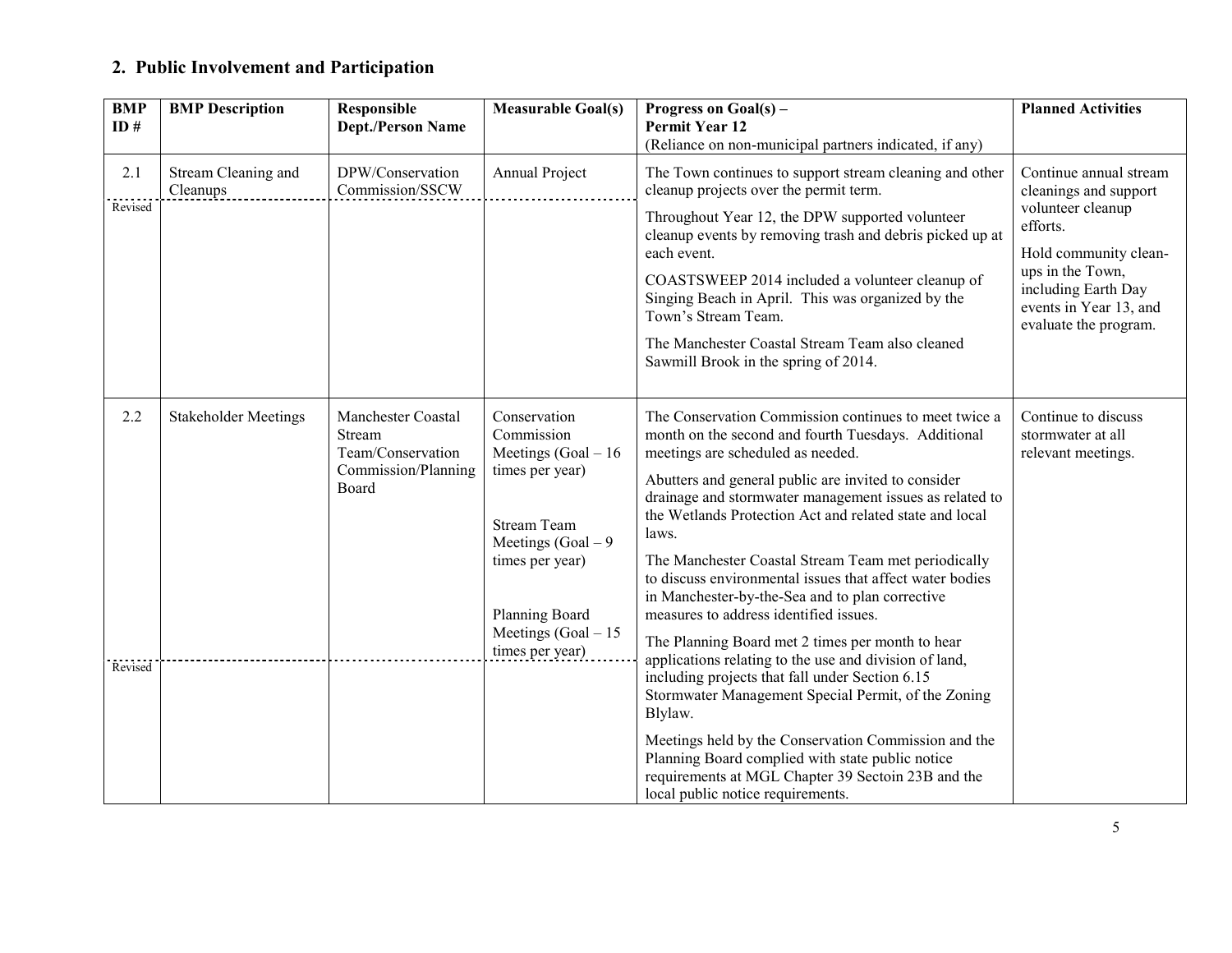## 2. Public Involvement and Participation

| BMP ID # | BMP Description | Responsible Dept./Person Name | Measurable Goal(s) | Progress on Goal(s) – Permit Year 12 (Reliance on non-municipal partners indicated, if any) | Planned Activities |
|---|---|---|---|---|---|
| 2.1 | Stream Cleaning and Cleanups | DPW/Conservation Commission/SSCW | Annual Project | The Town continues to support stream cleaning and other cleanup projects over the permit term. | Continue annual stream cleanings and support volunteer cleanup efforts. Hold community clean-ups in the Town, including Earth Day events in Year 13, and evaluate the program. |
| Revised | | | | Throughout Year 12, the DPW supported volunteer cleanup events by removing trash and debris picked up at each event. COASTSWEEP 2014 included a volunteer cleanup of Singing Beach in April. This was organized by the Town's Stream Team. The Manchester Coastal Stream Team also cleaned Sawmill Brook in the spring of 2014. | |
| 2.2 | Stakeholder Meetings | Manchester Coastal Stream Team/Conservation Commission/Planning Board | Conservation Commission Meetings (Goal – 16 times per year) Stream Team Meetings (Goal – 9 times per year) Planning Board Meetings (Goal – 15 times per year) | The Conservation Commission continues to meet twice a month on the second and fourth Tuesdays. Additional meetings are scheduled as needed. Abutters and general public are invited to consider drainage and stormwater management issues as related to the Wetlands Protection Act and related state and local laws. The Manchester Coastal Stream Team met periodically to discuss environmental issues that affect water bodies in Manchester-by-the-Sea and to plan corrective measures to address identified issues. The Planning Board met 2 times per month to hear applications relating to the use and division of land, including projects that fall under Section 6.15 Stormwater Management Special Permit, of the Zoning Blylaw. Meetings held by the Conservation Commission and the Planning Board complied with state public notice requirements at MGL Chapter 39 Sectoin 23B and the local public notice requirements. | Continue to discuss stormwater at all relevant meetings. |
| Revised | | | | | |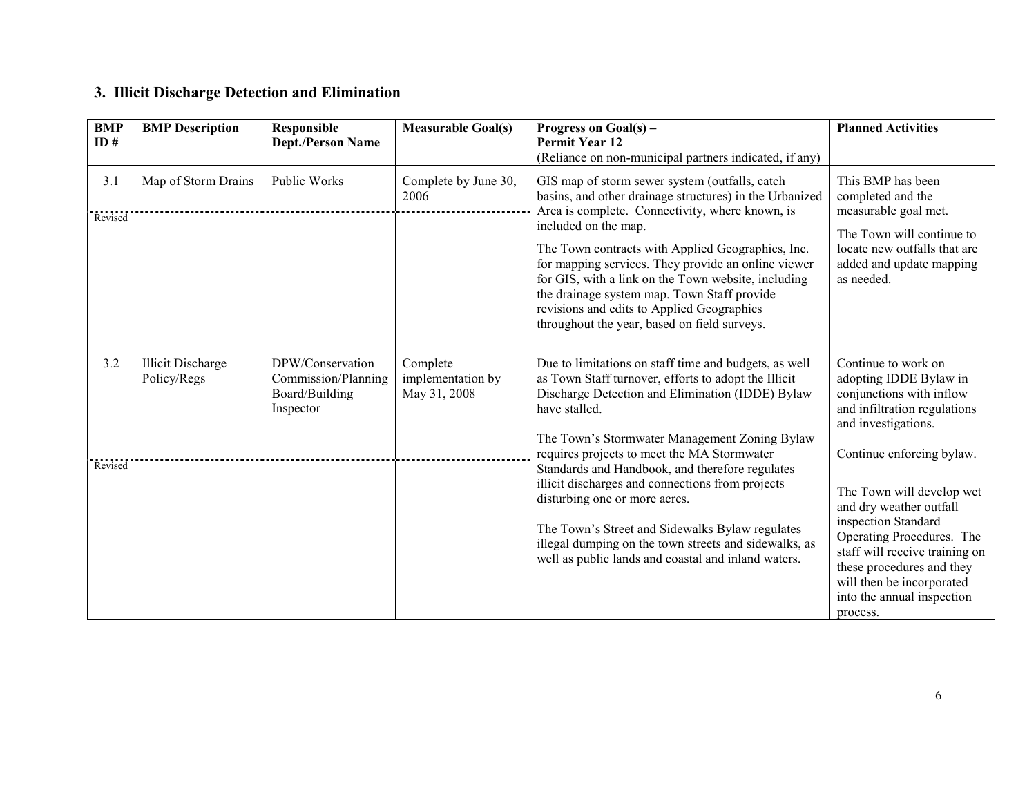## 3. Illicit Discharge Detection and Elimination

| BMP ID # | BMP Description | Responsible Dept./Person Name | Measurable Goal(s) | Progress on Goal(s) – Permit Year 12 (Reliance on non-municipal partners indicated, if any) | Planned Activities |
|---|---|---|---|---|---|
| 3.1 | Map of Storm Drains | Public Works | Complete by June 30, 2006 | GIS map of storm sewer system (outfalls, catch basins, and other drainage structures) in the Urbanized Area is complete. Connectivity, where known, is included on the map.<br><br>The Town contracts with Applied Geographics, Inc. for mapping services. They provide an online viewer for GIS, with a link on the Town website, including the drainage system map. Town Staff provide revisions and edits to Applied Geographics throughout the year, based on field surveys. | This BMP has been completed and the measurable goal met.<br><br>The Town will continue to locate new outfalls that are added and update mapping as needed. |
| Revised | | | | | |
| 3.2 | Illicit Discharge Policy/Regs | DPW/Conservation Commission/Planning Board/Building Inspector | Complete implementation by May 31, 2008 | Due to limitations on staff time and budgets, as well as Town Staff turnover, efforts to adopt the Illicit Discharge Detection and Elimination (IDDE) Bylaw have stalled.<br><br>The Town's Stormwater Management Zoning Bylaw requires projects to meet the MA Stormwater Standards and Handbook, and therefore regulates illicit discharges and connections from projects disturbing one or more acres.<br><br>The Town's Street and Sidewalks Bylaw regulates illegal dumping on the town streets and sidewalks, as well as public lands and coastal and inland waters. | Continue to work on adopting IDDE Bylaw in conjunctions with inflow and infiltration regulations and investigations.<br><br>Continue enforcing bylaw.<br><br>The Town will develop wet and dry weather outfall inspection Standard Operating Procedures. The staff will receive training on these procedures and they will then be incorporated into the annual inspection process. |
| Revised | | | | | |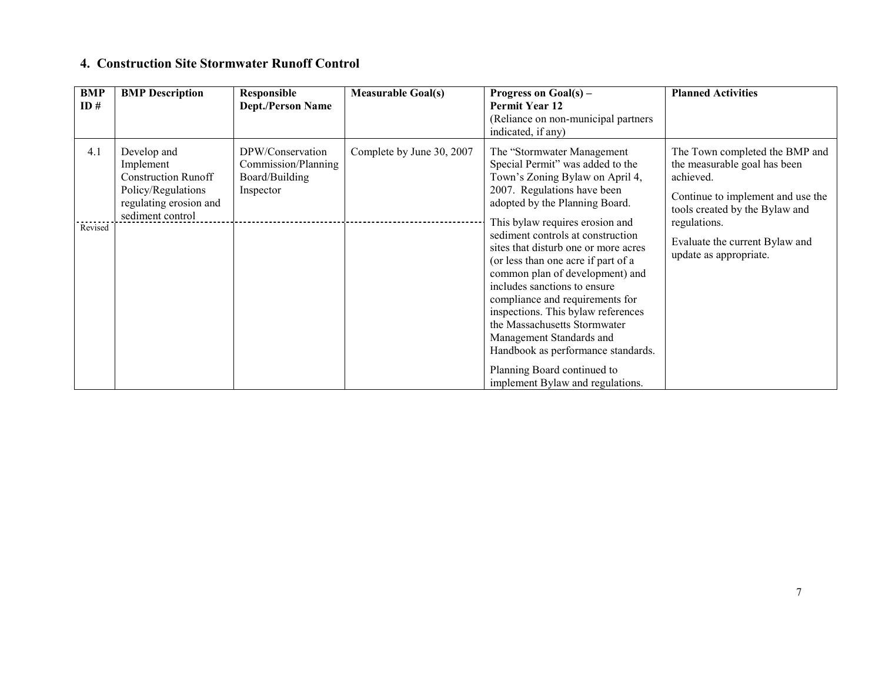## 4. Construction Site Stormwater Runoff Control

| BMP ID # | BMP Description | Responsible Dept./Person Name | Measurable Goal(s) | Progress on Goal(s) – Permit Year 12 (Reliance on non-municipal partners indicated, if any) | Planned Activities |
|---|---|---|---|---|---|
| 4.1<br><br>Revised | Develop and Implement Construction Runoff Policy/Regulations regulating erosion and sediment control | DPW/Conservation Commission/Planning Board/Building Inspector | Complete by June 30, 2007 | The "Stormwater Management Special Permit" was added to the Town's Zoning Bylaw on April 4, 2007. Regulations have been adopted by the Planning Board.<br><br>This bylaw requires erosion and sediment controls at construction sites that disturb one or more acres (or less than one acre if part of a common plan of development) and includes sanctions to ensure compliance and requirements for inspections. This bylaw references the Massachusetts Stormwater Management Standards and Handbook as performance standards.<br><br>Planning Board continued to implement Bylaw and regulations. | The Town completed the BMP and the measurable goal has been achieved.<br><br>Continue to implement and use the tools created by the Bylaw and regulations.<br><br>Evaluate the current Bylaw and update as appropriate. |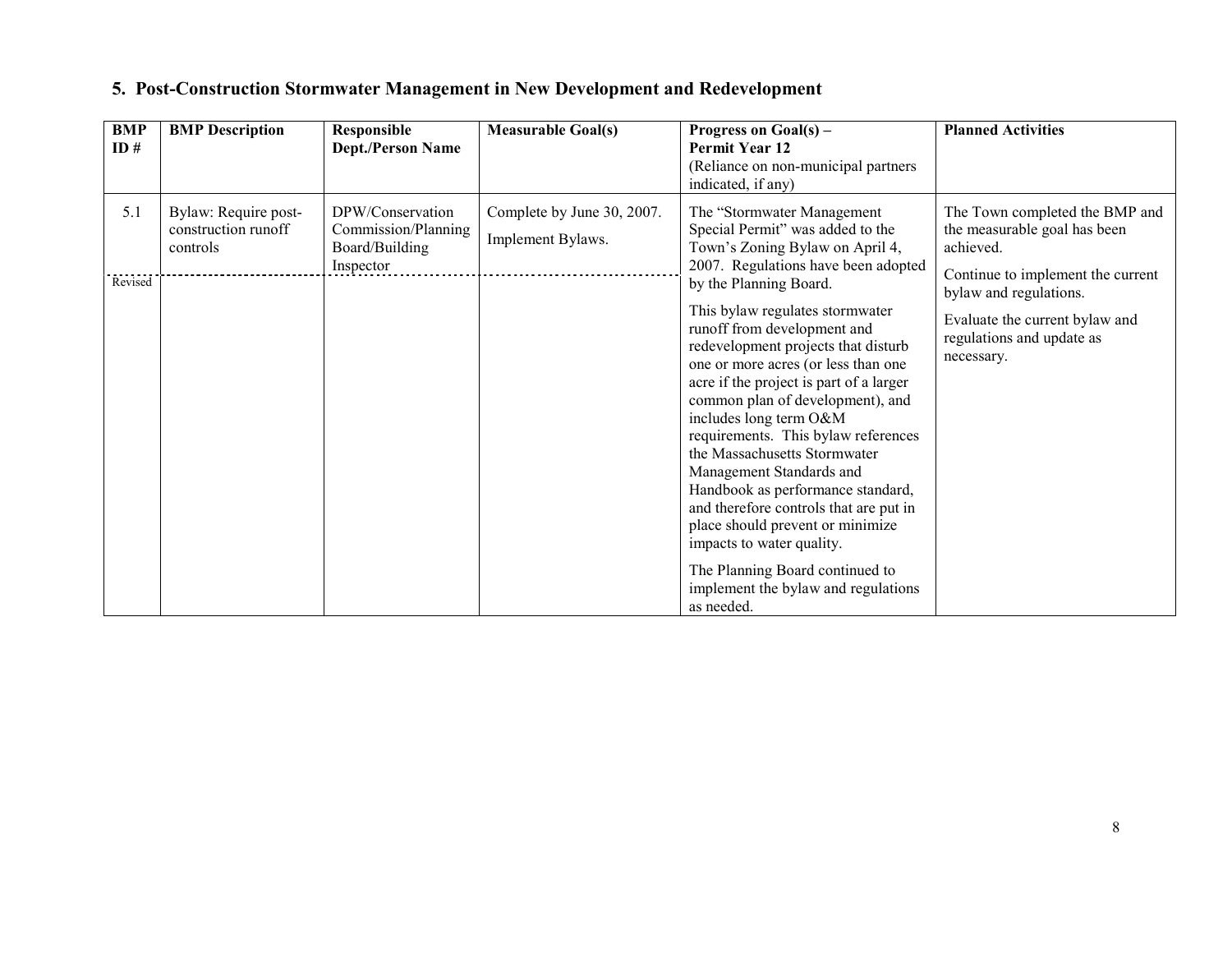## 5. Post-Construction Stormwater Management in New Development and Redevelopment

| BMP ID # | BMP Description | Responsible Dept./Person Name | Measurable Goal(s) | Progress on Goal(s) – Permit Year 12 (Reliance on non-municipal partners indicated, if any) | Planned Activities |
|---|---|---|---|---|---|
| 5.1 | Bylaw: Require post-construction runoff controls | DPW/Conservation Commission/Planning Board/Building Inspector | Complete by June 30, 2007. Implement Bylaws. | The "Stormwater Management Special Permit" was added to the Town's Zoning Bylaw on April 4, 2007. Regulations have been adopted by the Planning Board. This bylaw regulates stormwater runoff from development and redevelopment projects that disturb one or more acres (or less than one acre if the project is part of a larger common plan of development), and includes long term O&M requirements. This bylaw references the Massachusetts Stormwater Management Standards and Handbook as performance standard, and therefore controls that are put in place should prevent or minimize impacts to water quality. The Planning Board continued to implement the bylaw and regulations as needed. | The Town completed the BMP and the measurable goal has been achieved. Continue to implement the current bylaw and regulations. Evaluate the current bylaw and regulations and update as necessary. |
| Revised | | | | | |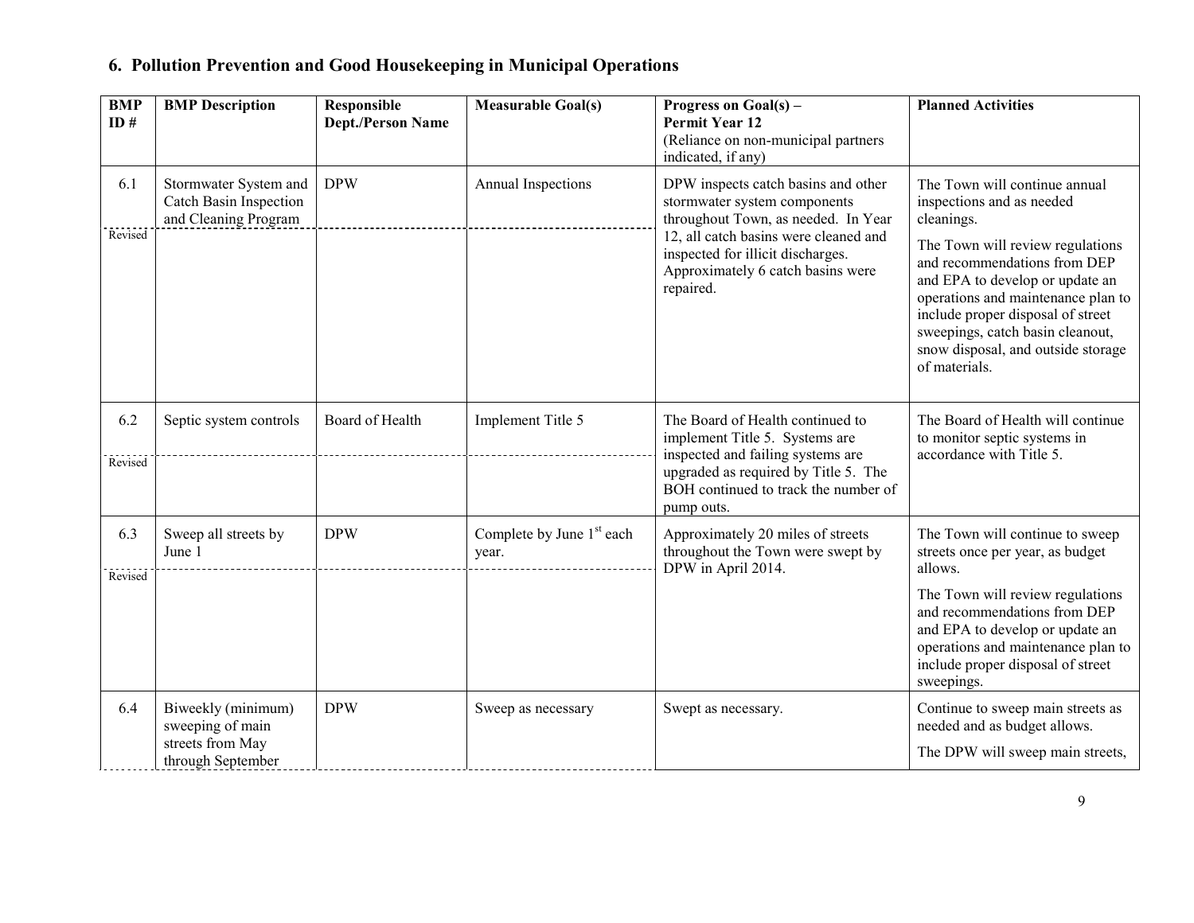## 6. Pollution Prevention and Good Housekeeping in Municipal Operations

| BMP ID # | BMP Description | Responsible Dept./Person Name | Measurable Goal(s) | Progress on Goal(s) – Permit Year 12 (Reliance on non-municipal partners indicated, if any) | Planned Activities |
|---|---|---|---|---|---|
| 6.1 Revised | Stormwater System and Catch Basin Inspection and Cleaning Program | DPW | Annual Inspections | DPW inspects catch basins and other stormwater system components throughout Town, as needed. In Year 12, all catch basins were cleaned and inspected for illicit discharges. Approximately 6 catch basins were repaired. | The Town will continue annual inspections and as needed cleanings. The Town will review regulations and recommendations from DEP and EPA to develop or update an operations and maintenance plan to include proper disposal of street sweepings, catch basin cleanout, snow disposal, and outside storage of materials. |
| 6.2 Revised | Septic system controls | Board of Health | Implement Title 5 | The Board of Health continued to implement Title 5. Systems are inspected and failing systems are upgraded as required by Title 5. The BOH continued to track the number of pump outs. | The Board of Health will continue to monitor septic systems in accordance with Title 5. |
| 6.3 Revised | Sweep all streets by June 1 | DPW | Complete by June 1st each year. | Approximately 20 miles of streets throughout the Town were swept by DPW in April 2014. | The Town will continue to sweep streets once per year, as budget allows. The Town will review regulations and recommendations from DEP and EPA to develop or update an operations and maintenance plan to include proper disposal of street sweepings. |
| 6.4 | Biweekly (minimum) sweeping of main streets from May through September | DPW | Sweep as necessary | Swept as necessary. | Continue to sweep main streets as needed and as budget allows. The DPW will sweep main streets, |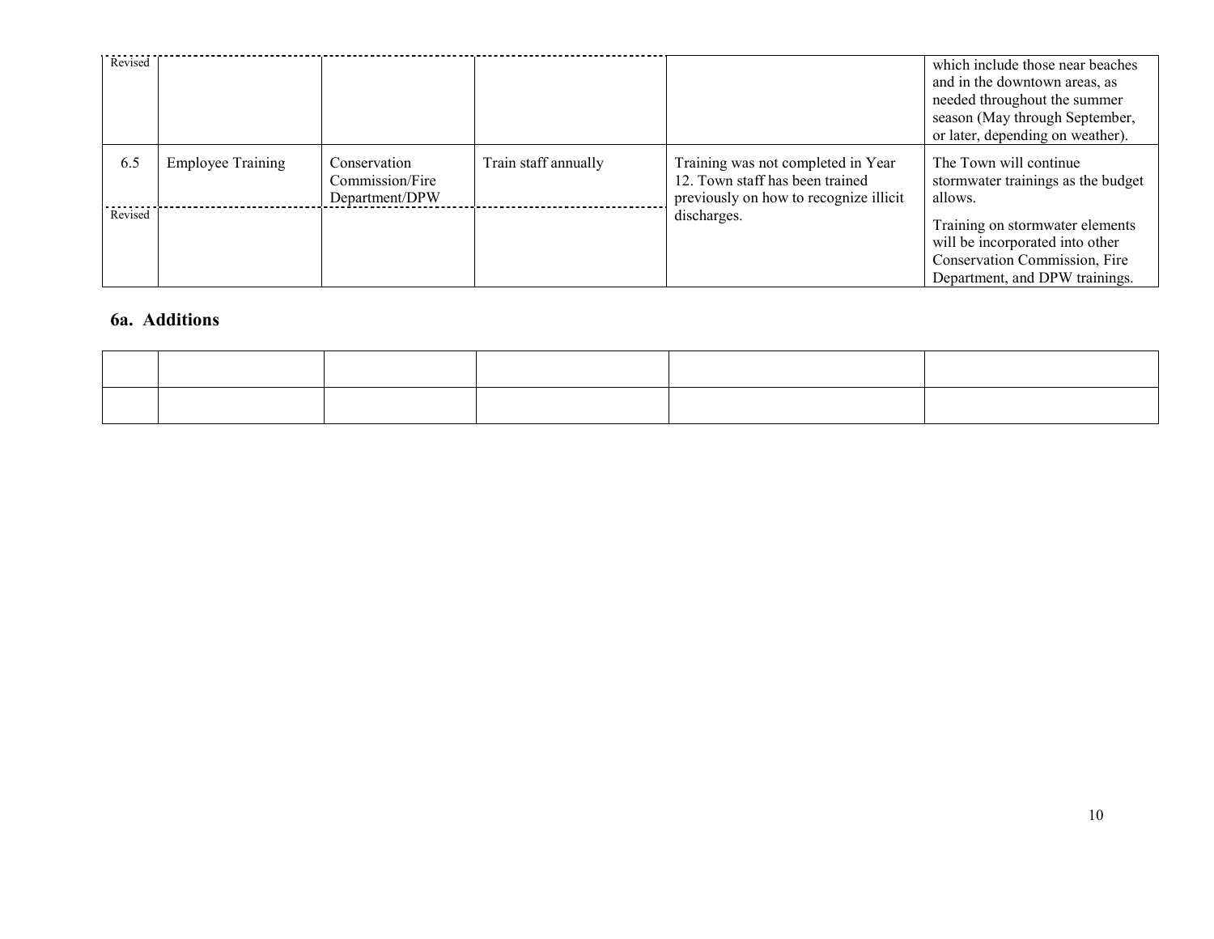| | | | | | |
|---|---|---|---|---|---|
| Revised | | | | | which include those near beaches and in the downtown areas, as needed throughout the summer season (May through September, or later, depending on weather). |
| 6.5 | Employee Training | Conservation Commission/Fire Department/DPW | Train staff annually | Training was not completed in Year 12. Town staff has been trained previously on how to recognize illicit discharges. | The Town will continue stormwater trainings as the budget allows. |
| Revised | | | | | Training on stormwater elements will be incorporated into other Conservation Commission, Fire Department, and DPW trainings. |

## 6a. Additions

| | | | | | |
|---|---|---|---|---|---|
| | | | | | |
| | | | | | |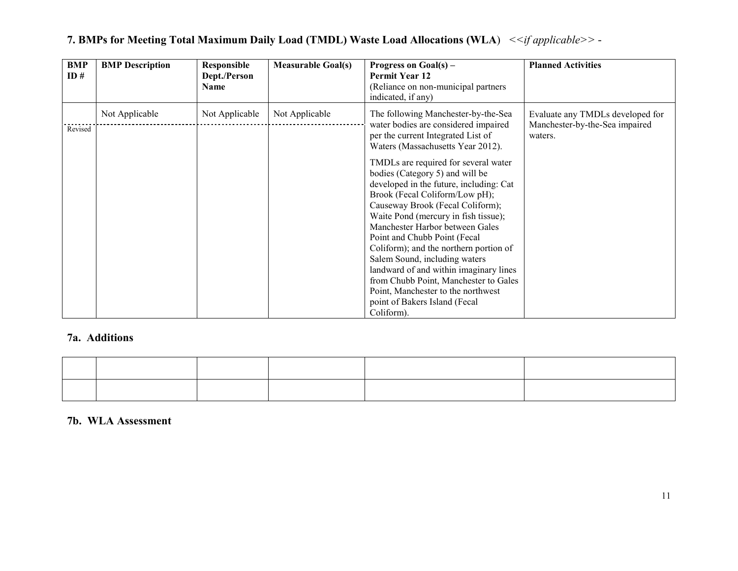## 7. BMPs for Meeting Total Maximum Daily Load (TMDL) Waste Load Allocations (WLA) *<<if applicable>>* -

| BMP ID # | BMP Description | Responsible Dept./Person Name | Measurable Goal(s) | Progress on Goal(s) – Permit Year 12 (Reliance on non-municipal partners indicated, if any) | Planned Activities |
|---|---|---|---|---|---|
| Revised | Not Applicable | Not Applicable | Not Applicable | The following Manchester-by-the-Sea water bodies are considered impaired per the current Integrated List of Waters (Massachusetts Year 2012).<br><br>TMDLs are required for several water bodies (Category 5) and will be developed in the future, including: Cat Brook (Fecal Coliform/Low pH); Causeway Brook (Fecal Coliform); Waite Pond (mercury in fish tissue); Manchester Harbor between Gales Point and Chubb Point (Fecal Coliform); and the northern portion of Salem Sound, including waters landward of and within imaginary lines from Chubb Point, Manchester to Gales Point, Manchester to the northwest point of Bakers Island (Fecal Coliform). | Evaluate any TMDLs developed for Manchester-by-the-Sea impaired waters. |

### 7a. Additions

| | | | | | |
|---|---|---|---|---|---|
| | | | | | |
| | | | | | |

### 7b. WLA Assessment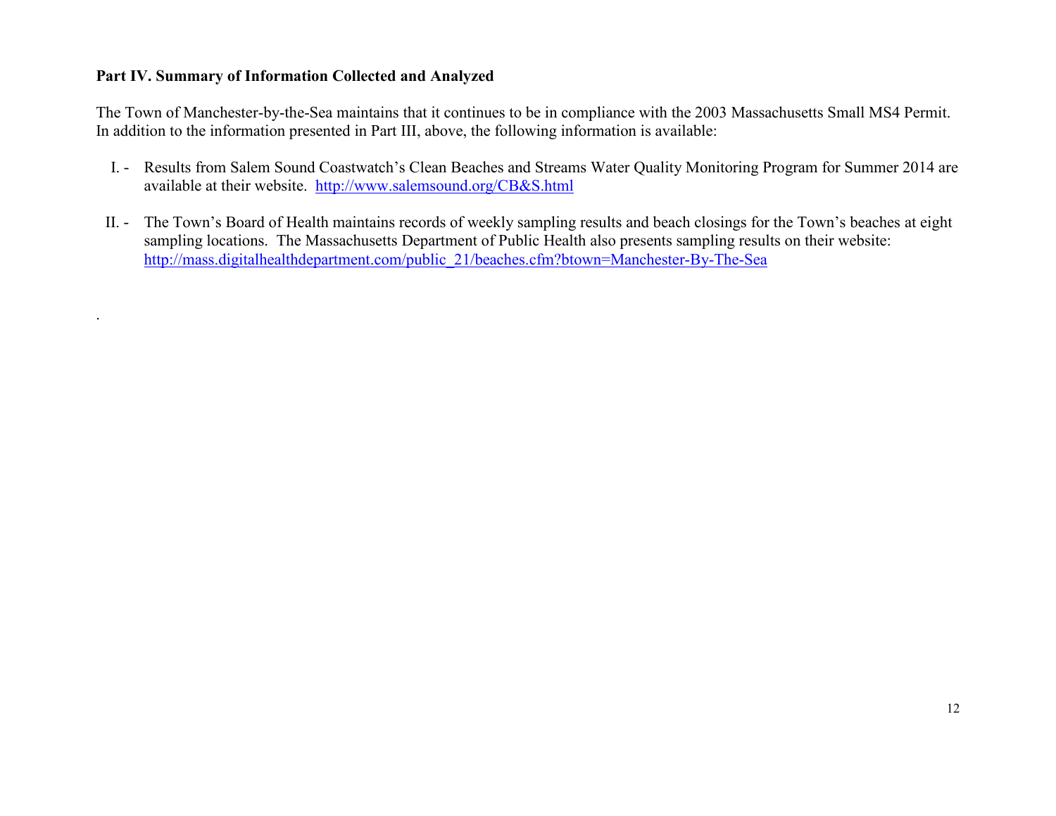**Part IV. Summary of Information Collected and Analyzed**

The Town of Manchester-by-the-Sea maintains that it continues to be in compliance with the 2003 Massachusetts Small MS4 Permit. In addition to the information presented in Part III, above, the following information is available:

I. - Results from Salem Sound Coastwatch's Clean Beaches and Streams Water Quality Monitoring Program for Summer 2014 are available at their website. http://www.salemsound.org/CB&S.html

II. - The Town's Board of Health maintains records of weekly sampling results and beach closings for the Town's beaches at eight sampling locations. The Massachusetts Department of Public Health also presents sampling results on their website: http://mass.digitalhealthdepartment.com/public_21/beaches.cfm?btown=Manchester-By-The-Sea

.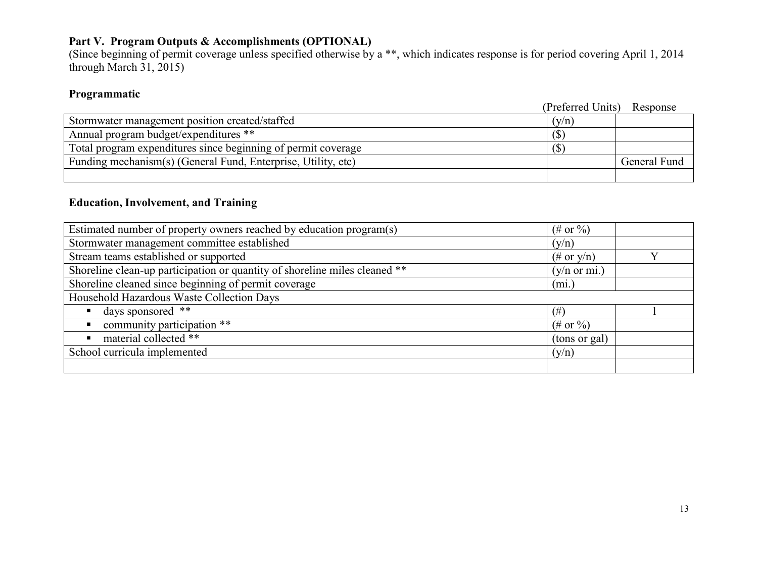## Part V. Program Outputs & Accomplishments (OPTIONAL)

(Since beginning of permit coverage unless specified otherwise by a **, which indicates response is for period covering April 1, 2014 through March 31, 2015)

### Programmatic

| | (Preferred Units) | Response |
|---|---|---|
| Stormwater management position created/staffed | (y/n) | |
| Annual program budget/expenditures ** | ($) | |
| Total program expenditures since beginning of permit coverage | ($) | |
| Funding mechanism(s) (General Fund, Enterprise, Utility, etc) | | General Fund |
| | | |

### Education, Involvement, and Training

| | (Preferred Units) | Response |
|---|---|---|
| Estimated number of property owners reached by education program(s) | (# or %) | |
| Stormwater management committee established | (y/n) | |
| Stream teams established or supported | (# or y/n) | Y |
| Shoreline clean-up participation or quantity of shoreline miles cleaned ** | (y/n or mi.) | |
| Shoreline cleaned since beginning of permit coverage | (mi.) | |
| Household Hazardous Waste Collection Days | | |
| ▪ days sponsored ** | (#) | 1 |
| ▪ community participation ** | (# or %) | |
| ▪ material collected ** | (tons or gal) | |
| School curricula implemented | (y/n) | |
| | | |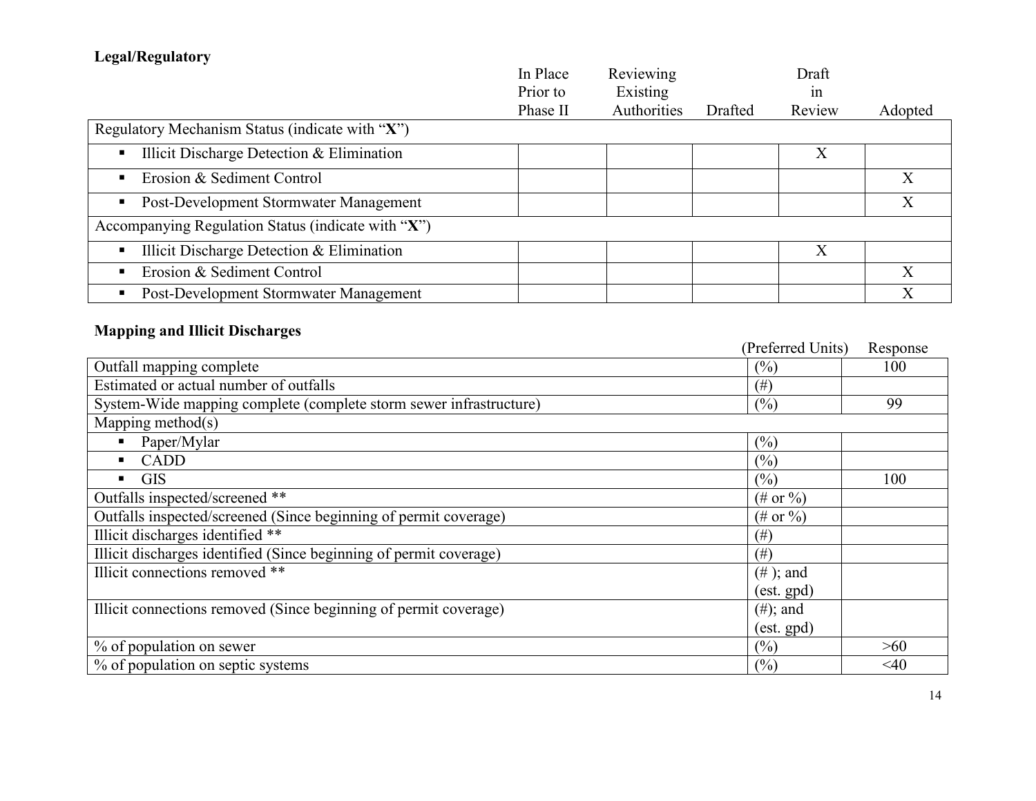**Legal/Regulatory**

| | In Place Prior to Phase II | Reviewing Existing Authorities | Drafted | Draft in Review | Adopted |
|---|---|---|---|---|---|
| Regulatory Mechanism Status (indicate with "**X**") | | | | | |
| ▪ Illicit Discharge Detection & Elimination | | | | X | |
| ▪ Erosion & Sediment Control | | | | | X |
| ▪ Post-Development Stormwater Management | | | | | X |
| Accompanying Regulation Status (indicate with "**X**") | | | | | |
| ▪ Illicit Discharge Detection & Elimination | | | | X | |
| ▪ Erosion & Sediment Control | | | | | X |
| ▪ Post-Development Stormwater Management | | | | | X |

**Mapping and Illicit Discharges**

| | (Preferred Units) | Response |
|---|---|---|
| Outfall mapping complete | (%) | 100 |
| Estimated or actual number of outfalls | (#) | |
| System-Wide mapping complete (complete storm sewer infrastructure) | (%) | 99 |
| Mapping method(s) | | |
| ▪ Paper/Mylar | (%) | |
| ▪ CADD | (%) | |
| ▪ GIS | (%) | 100 |
| Outfalls inspected/screened ** | (# or %) | |
| Outfalls inspected/screened (Since beginning of permit coverage) | (# or %) | |
| Illicit discharges identified ** | (#) | |
| Illicit discharges identified (Since beginning of permit coverage) | (#) | |
| Illicit connections removed ** | (# ); and (est. gpd) | |
| Illicit connections removed (Since beginning of permit coverage) | (#); and (est. gpd) | |
| % of population on sewer | (%) | >60 |
| % of population on septic systems | (%) | <40 |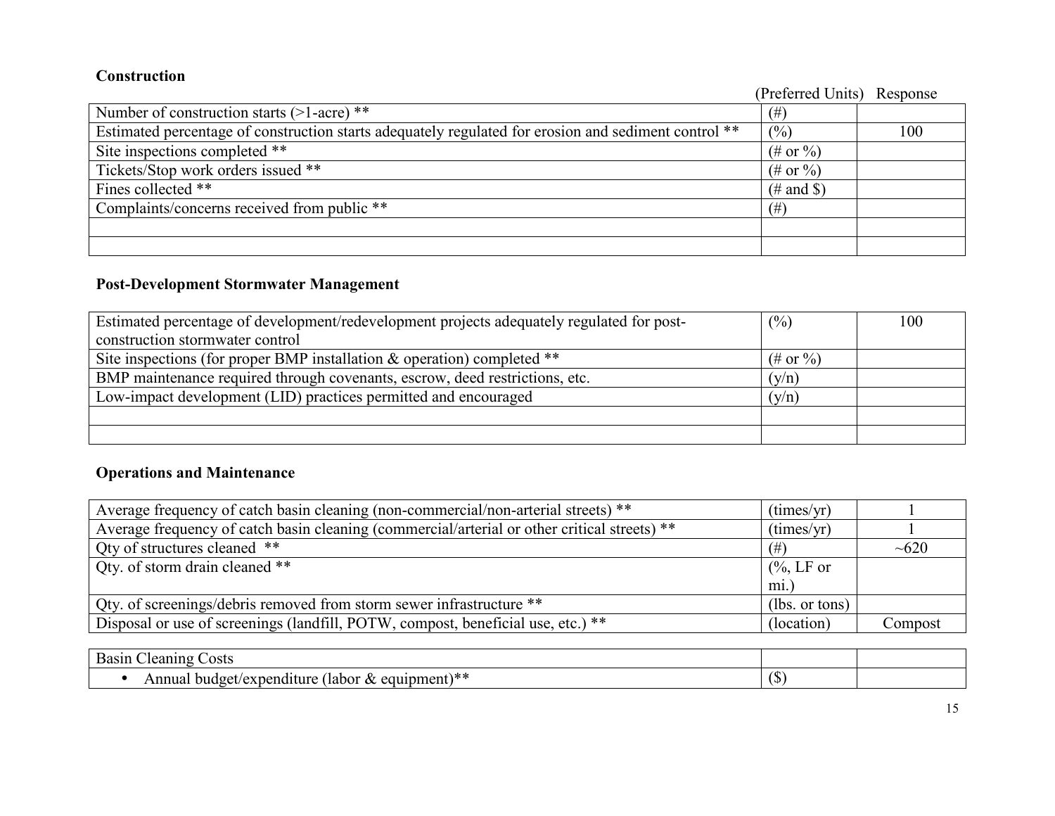### Construction

| | (Preferred Units) | Response |
|---|---|---|
| Number of construction starts (>1-acre) ** | (#) | |
| Estimated percentage of construction starts adequately regulated for erosion and sediment control ** | (%) | 100 |
| Site inspections completed ** | (# or %) | |
| Tickets/Stop work orders issued ** | (# or %) | |
| Fines collected ** | (# and $) | |
| Complaints/concerns received from public ** | (#) | |
| | | |
| | | |

### Post-Development Stormwater Management

| | | |
|---|---|---|
| Estimated percentage of development/redevelopment projects adequately regulated for post-construction stormwater control | (%) | 100 |
| Site inspections (for proper BMP installation & operation) completed ** | (# or %) | |
| BMP maintenance required through covenants, escrow, deed restrictions, etc. | (y/n) | |
| Low-impact development (LID) practices permitted and encouraged | (y/n) | |
| | | |
| | | |

### Operations and Maintenance

| | | |
|---|---|---|
| Average frequency of catch basin cleaning (non-commercial/non-arterial streets) ** | (times/yr) | 1 |
| Average frequency of catch basin cleaning (commercial/arterial or other critical streets) ** | (times/yr) | 1 |
| Qty of structures cleaned ** | (#) | ~620 |
| Qty. of storm drain cleaned ** | (%, LF or mi.) | |
| Qty. of screenings/debris removed from storm sewer infrastructure ** | (lbs. or tons) | |
| Disposal or use of screenings (landfill, POTW, compost, beneficial use, etc.) ** | (location) | Compost |

| | | |
|---|---|---|
| Basin Cleaning Costs | | |
| • Annual budget/expenditure (labor & equipment)** | ($) | |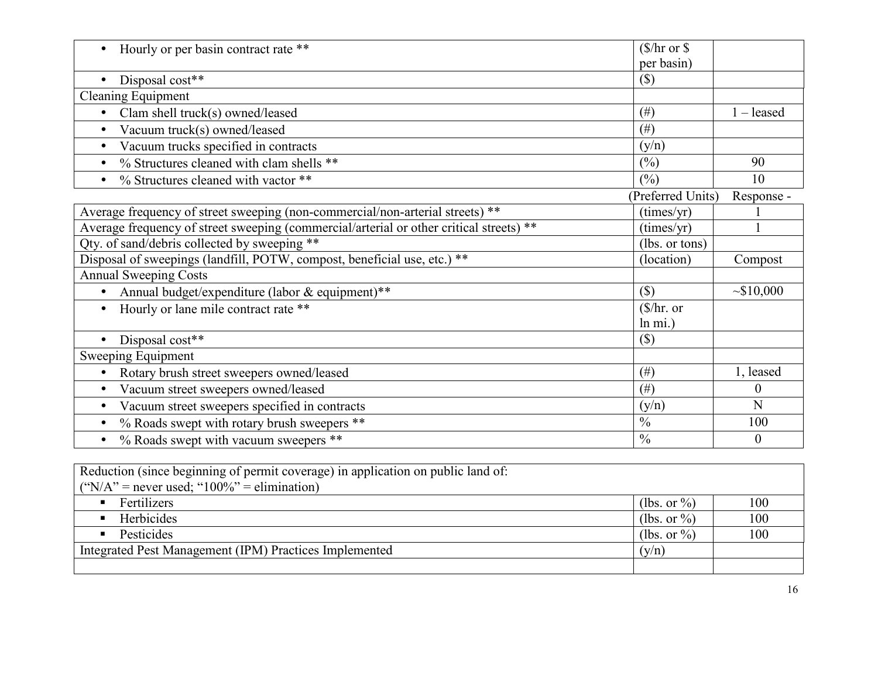| | | |
|---|---|---|
| • Hourly or per basin contract rate ** | ($/hr or $ per basin) | |
| • Disposal cost** | ($) | |
| Cleaning Equipment | | |
| • Clam shell truck(s) owned/leased | (#) | 1 – leased |
| • Vacuum truck(s) owned/leased | (#) | |
| • Vacuum trucks specified in contracts | (y/n) | |
| • % Structures cleaned with clam shells ** | (%) | 90 |
| • % Structures cleaned with vactor ** | (%) | 10 |

| | (Preferred Units) | Response - |
|---|---|---|
| Average frequency of street sweeping (non-commercial/non-arterial streets) ** | (times/yr) | 1 |
| Average frequency of street sweeping (commercial/arterial or other critical streets) ** | (times/yr) | 1 |
| Qty. of sand/debris collected by sweeping ** | (lbs. or tons) | |
| Disposal of sweepings (landfill, POTW, compost, beneficial use, etc.) ** | (location) | Compost |
| Annual Sweeping Costs | | |
| • Annual budget/expenditure (labor & equipment)** | ($) | ~$10,000 |
| • Hourly or lane mile contract rate ** | ($/hr. or ln mi.) | |
| • Disposal cost** | ($) | |
| Sweeping Equipment | | |
| • Rotary brush street sweepers owned/leased | (#) | 1, leased |
| • Vacuum street sweepers owned/leased | (#) | 0 |
| • Vacuum street sweepers specified in contracts | (y/n) | N |
| • % Roads swept with rotary brush sweepers ** | % | 100 |
| • % Roads swept with vacuum sweepers ** | % | 0 |

| Reduction (since beginning of permit coverage) in application on public land of: ("N/A" = never used; "100%" = elimination) | | |
|---|---|---|
| ▪ Fertilizers | (lbs. or %) | 100 |
| ▪ Herbicides | (lbs. or %) | 100 |
| ▪ Pesticides | (lbs. or %) | 100 |
| Integrated Pest Management (IPM) Practices Implemented | (y/n) | |
| | | |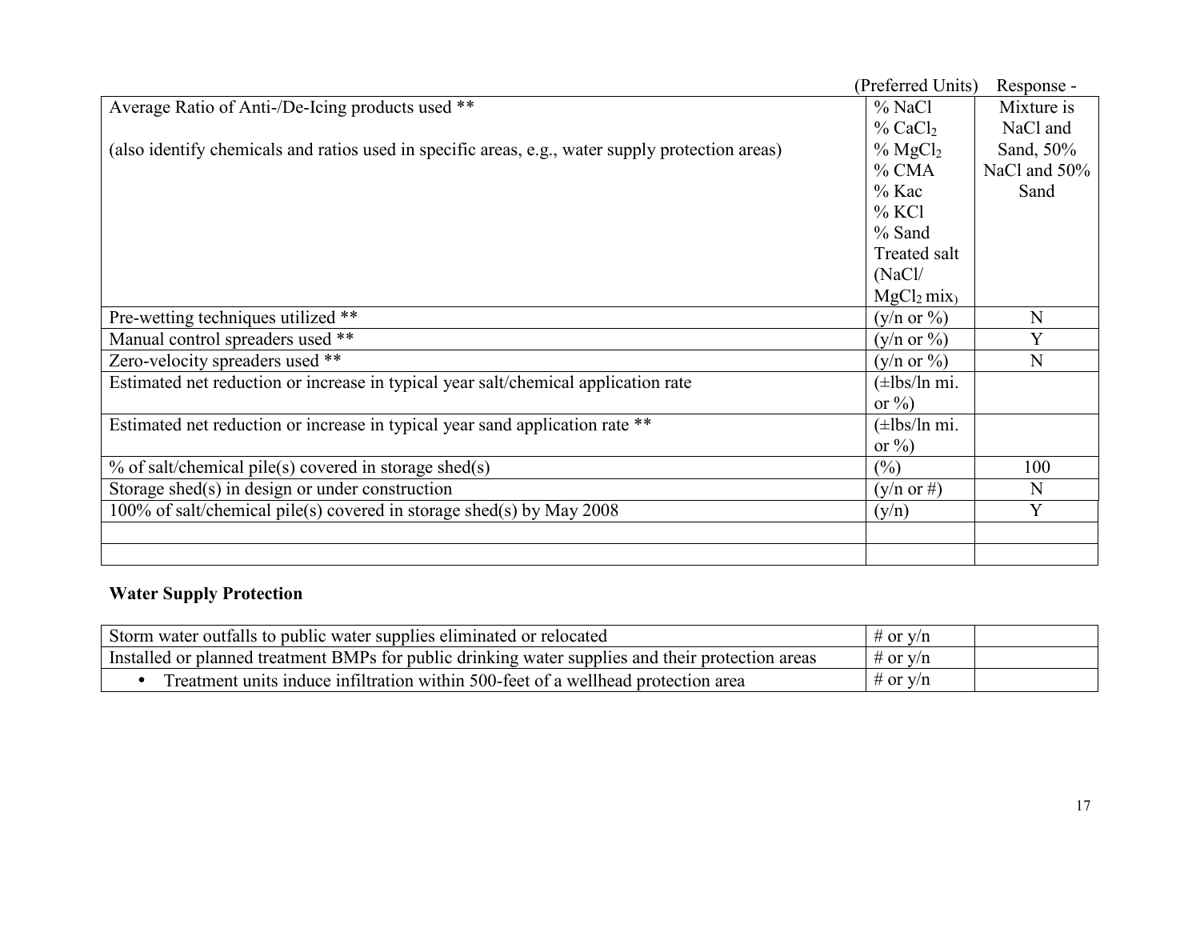| | (Preferred Units) | Response - |
|---|---|---|
| Average Ratio of Anti-/De-Icing products used ** (also identify chemicals and ratios used in specific areas, e.g., water supply protection areas) | % NaCl % $CaCl_2$ % $MgCl_2$ % CMA % Kac % KCl % Sand Treated salt (NaCl/ $MgCl_2$ mix) | Mixture is NaCl and Sand, 50% NaCl and 50% Sand |
| Pre-wetting techniques utilized ** | (y/n or %) | N |
| Manual control spreaders used ** | (y/n or %) | Y |
| Zero-velocity spreaders used ** | (y/n or %) | N |
| Estimated net reduction or increase in typical year salt/chemical application rate | (±lbs/ln mi. or %) | |
| Estimated net reduction or increase in typical year sand application rate ** | (±lbs/ln mi. or %) | |
| % of salt/chemical pile(s) covered in storage shed(s) | (%) | 100 |
| Storage shed(s) in design or under construction | (y/n or #) | N |
| 100% of salt/chemical pile(s) covered in storage shed(s) by May 2008 | (y/n) | Y |
| | | |
| | | |

**Water Supply Protection**

| | | |
|---|---|---|
| Storm water outfalls to public water supplies eliminated or relocated | # or y/n | |
| Installed or planned treatment BMPs for public drinking water supplies and their protection areas | # or y/n | |
| • Treatment units induce infiltration within 500-feet of a wellhead protection area | # or y/n | |